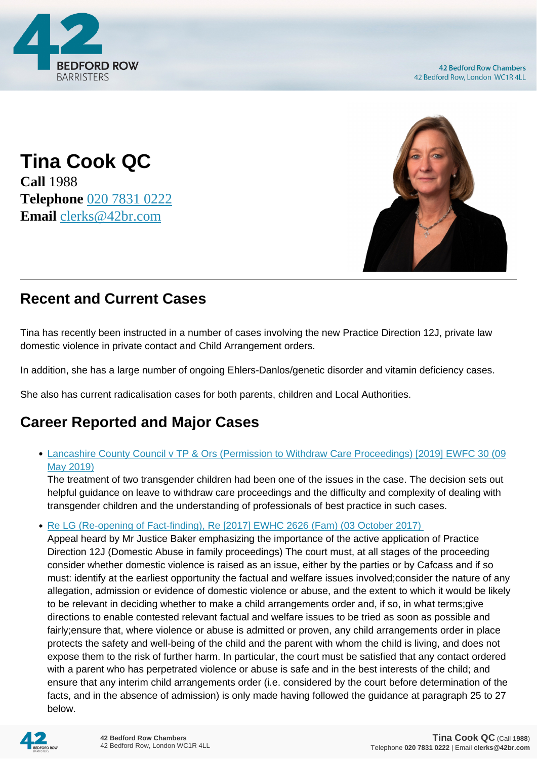# Tina Cook QC

**Call** 1988
**Telephone** [020 7831 0222]
**Email** [clerks@42br.com]

## Recent and Current Cases

Tina has recently been instructed in a number of cases involving the new Practice Direction 12J, private law domestic violence in private contact and Child Arrangement orders.

In addition, she has a large number of ongoing Ehlers-Danlos/genetic disorder and vitamin deficiency cases.

She also has current radicalisation cases for both parents, children and Local Authorities.

## Career Reported and Major Cases

- Lancashire County Council v TP & Ors (Permission to Withdraw Care Proceedings) [2019] EWFC 30 (09 May 2019)
  The treatment of two transgender children had been one of the issues in the case. The decision sets out helpful guidance on leave to withdraw care proceedings and the difficulty and complexity of dealing with transgender children and the understanding of professionals of best practice in such cases.
- Re LG (Re-opening of Fact-finding), Re [2017] EWHC 2626 (Fam) (03 October 2017)
  Appeal heard by Mr Justice Baker emphasizing the importance of the active application of Practice Direction 12J (Domestic Abuse in family proceedings) The court must, at all stages of the proceeding consider whether domestic violence is raised as an issue, either by the parties or by Cafcass and if so must: identify at the earliest opportunity the factual and welfare issues involved;consider the nature of any allegation, admission or evidence of domestic violence or abuse, and the extent to which it would be likely to be relevant in deciding whether to make a child arrangements order and, if so, in what terms;give directions to enable contested relevant factual and welfare issues to be tried as soon as possible and fairly;ensure that, where violence or abuse is admitted or proven, any child arrangements order in place protects the safety and well-being of the child and the parent with whom the child is living, and does not expose them to the risk of further harm. In particular, the court must be satisfied that any contact ordered with a parent who has perpetrated violence or abuse is safe and in the best interests of the child; and ensure that any interim child arrangements order (i.e. considered by the court before determination of the facts, and in the absence of admission) is only made having followed the guidance at paragraph 25 to 27 below.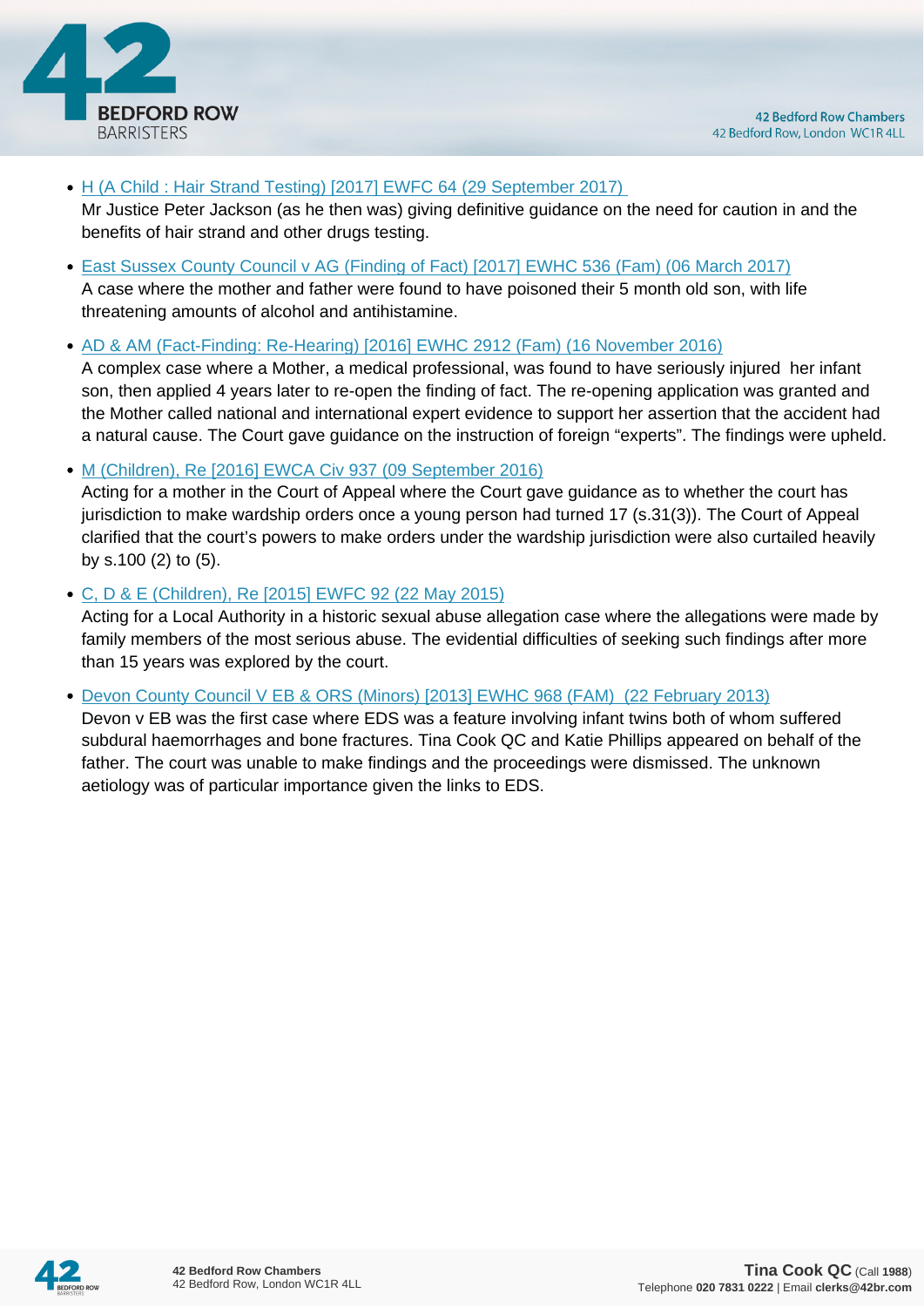- [H (A Child : Hair Strand Testing) [2017] EWFC 64 (29 September 2017)]()
  Mr Justice Peter Jackson (as he then was) giving definitive guidance on the need for caution in and the benefits of hair strand and other drugs testing.
- [East Sussex County Council v AG (Finding of Fact) [2017] EWHC 536 (Fam) (06 March 2017)]()
  A case where the mother and father were found to have poisoned their 5 month old son, with life threatening amounts of alcohol and antihistamine.
- [AD & AM (Fact-Finding: Re-Hearing) [2016] EWHC 2912 (Fam) (16 November 2016)]()
  A complex case where a Mother, a medical professional, was found to have seriously injured her infant son, then applied 4 years later to re-open the finding of fact. The re-opening application was granted and the Mother called national and international expert evidence to support her assertion that the accident had a natural cause. The Court gave guidance on the instruction of foreign "experts". The findings were upheld.
- [M (Children), Re [2016] EWCA Civ 937 (09 September 2016)]()
  Acting for a mother in the Court of Appeal where the Court gave guidance as to whether the court has jurisdiction to make wardship orders once a young person had turned 17 (s.31(3)). The Court of Appeal clarified that the court's powers to make orders under the wardship jurisdiction were also curtailed heavily by s.100 (2) to (5).
- [C, D & E (Children), Re [2015] EWFC 92 (22 May 2015)]()
  Acting for a Local Authority in a historic sexual abuse allegation case where the allegations were made by family members of the most serious abuse. The evidential difficulties of seeking such findings after more than 15 years was explored by the court.
- [Devon County Council V EB & ORS (Minors) [2013] EWHC 968 (FAM) (22 February 2013)]()
  Devon v EB was the first case where EDS was a feature involving infant twins both of whom suffered subdural haemorrhages and bone fractures. Tina Cook QC and Katie Phillips appeared on behalf of the father. The court was unable to make findings and the proceedings were dismissed. The unknown aetiology was of particular importance given the links to EDS.